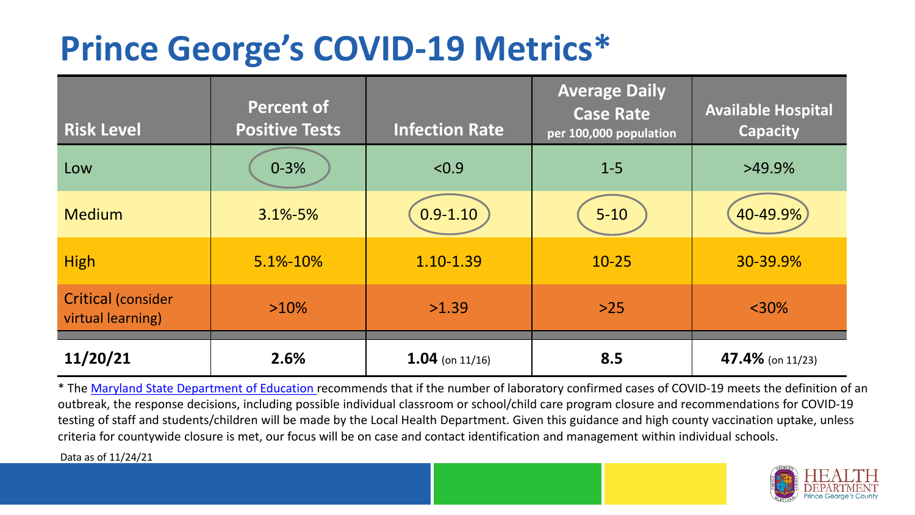# Prince George's COVID-19 Metrics*

| Risk Level | Percent of Positive Tests | Infection Rate | Average Daily Case Rate per 100,000 population | Available Hospital Capacity |
|---|---|---|---|---|
| Low | 0-3% | <0.9 | 1-5 | >49.9% |
| Medium | 3.1%-5% | 0.9-1.10 | 5-10 | 40-49.9% |
| High | 5.1%-10% | 1.10-1.39 | 10-25 | 30-39.9% |
| Critical (consider virtual learning) | >10% | >1.39 | >25 | <30% |
| **11/20/21** | **2.6%** | **1.04** (on 11/16) | **8.5** | **47.4%** (on 11/23) |

* The Maryland State Department of Education recommends that if the number of laboratory confirmed cases of COVID-19 meets the definition of an outbreak, the response decisions, including possible individual classroom or school/child care program closure and recommendations for COVID-19 testing of staff and students/children will be made by the Local Health Department. Given this guidance and high county vaccination uptake, unless criteria for countywide closure is met, our focus will be on case and contact identification and management within individual schools.

Data as of 11/24/21

HEALTH DEPARTMENT Prince George's County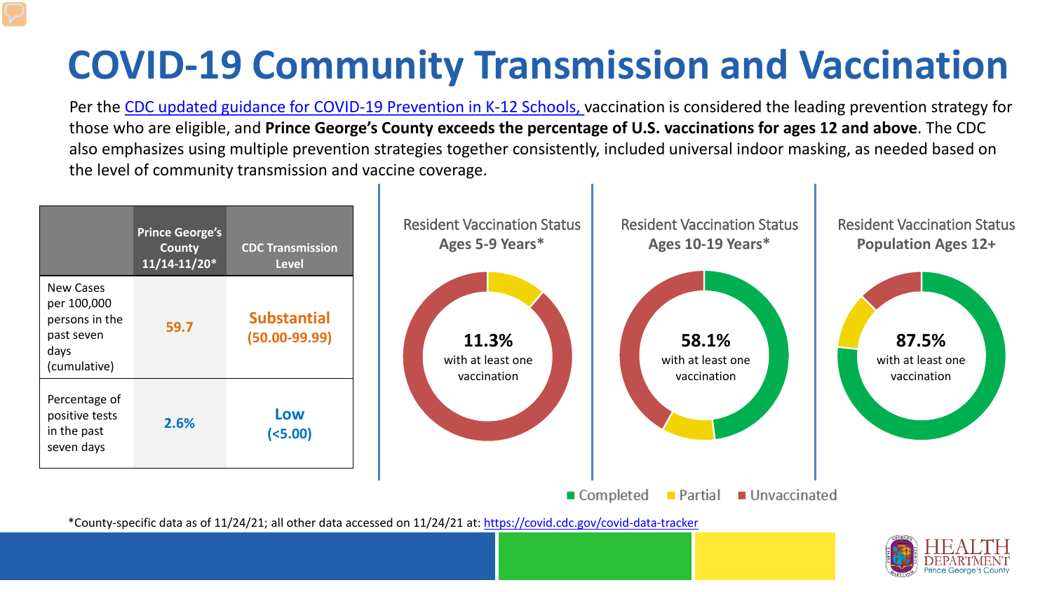# COVID-19 Community Transmission and Vaccination

Per the CDC updated guidance for COVID-19 Prevention in K-12 Schools, vaccination is considered the leading prevention strategy for those who are eligible, and **Prince George's County exceeds the percentage of U.S. vaccinations for ages 12 and above**. The CDC also emphasizes using multiple prevention strategies together consistently, included universal indoor masking, as needed based on the level of community transmission and vaccine coverage.

| | Prince George's County 11/14-11/20* | CDC Transmission Level |
|---|---|---|
| New Cases per 100,000 persons in the past seven days (cumulative) | 59.7 | Substantial (50.00-99.99) |
| Percentage of positive tests in the past seven days | 2.6% | Low (<5.00) |

Resident Vaccination Status **Ages 5-9 Years***

**11.3%** with at least one vaccination

Resident Vaccination Status **Ages 10-19 Years***

**58.1%** with at least one vaccination

Resident Vaccination Status **Population Ages 12+**

**87.5%** with at least one vaccination

Completed | Partial | Unvaccinated

*County-specific data as of 11/24/21; all other data accessed on 11/24/21 at: https://covid.cdc.gov/covid-data-tracker

HEALTH DEPARTMENT Prince George's County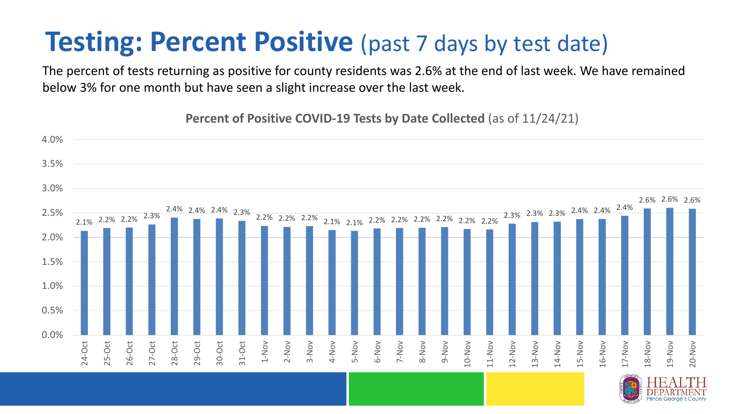# Testing: Percent Positive (past 7 days by test date)

The percent of tests returning as positive for county residents was 2.6% at the end of last week. We have remained below 3% for one month but have seen a slight increase over the last week.

**Percent of Positive COVID-19 Tests by Date Collected** (as of 11/24/21)

| Date | Percent Positive |
|---|---|
| 24-Oct | 2.1% |
| 25-Oct | 2.2% |
| 26-Oct | 2.2% |
| 27-Oct | 2.3% |
| 28-Oct | 2.4% |
| 29-Oct | 2.4% |
| 30-Oct | 2.4% |
| 31-Oct | 2.3% |
| 1-Nov | 2.2% |
| 2-Nov | 2.2% |
| 3-Nov | 2.2% |
| 4-Nov | 2.1% |
| 5-Nov | 2.1% |
| 6-Nov | 2.2% |
| 7-Nov | 2.2% |
| 8-Nov | 2.2% |
| 9-Nov | 2.2% |
| 10-Nov | 2.2% |
| 11-Nov | 2.2% |
| 12-Nov | 2.3% |
| 13-Nov | 2.3% |
| 14-Nov | 2.3% |
| 15-Nov | 2.4% |
| 16-Nov | 2.4% |
| 17-Nov | 2.4% |
| 18-Nov | 2.6% |
| 19-Nov | 2.6% |
| 20-Nov | 2.6% |

HEALTH DEPARTMENT Prince George's County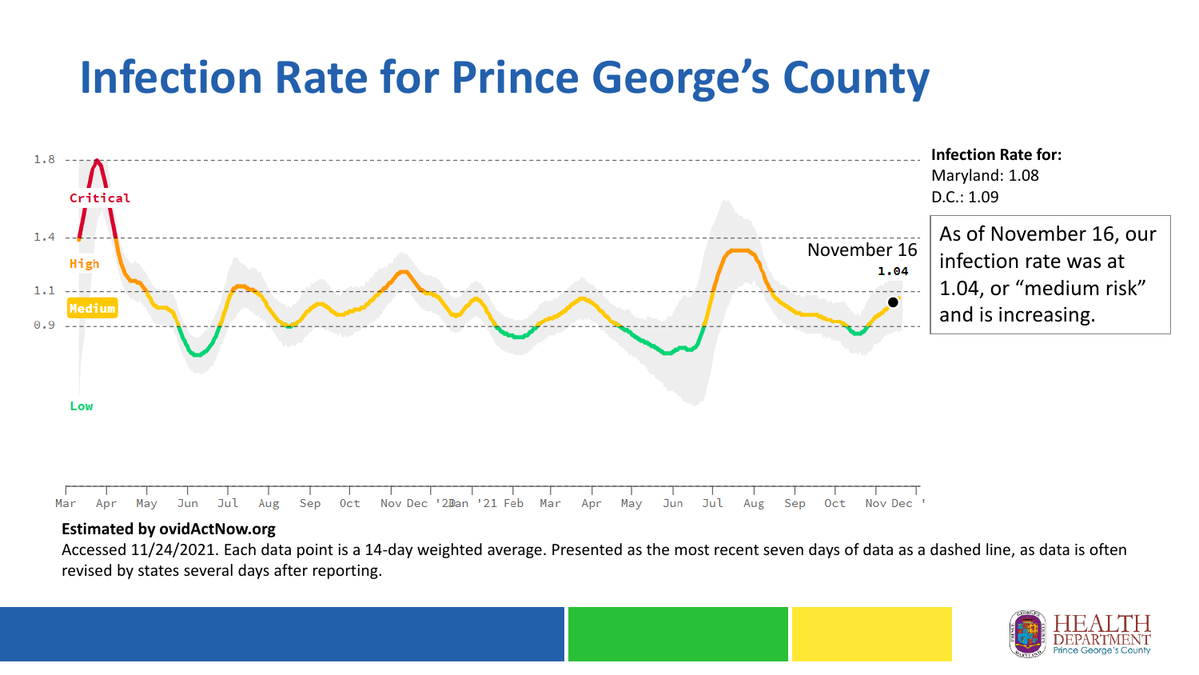# Infection Rate for Prince George's County

**Infection Rate for:**
Maryland: 1.08
D.C.: 1.09

As of November 16, our infection rate was at 1.04, or "medium risk" and is increasing.

**Estimated by ovidActNow.org**

Accessed 11/24/2021. Each data point is a 14-day weighted average. Presented as the most recent seven days of data as a dashed line, as data is often revised by states several days after reporting.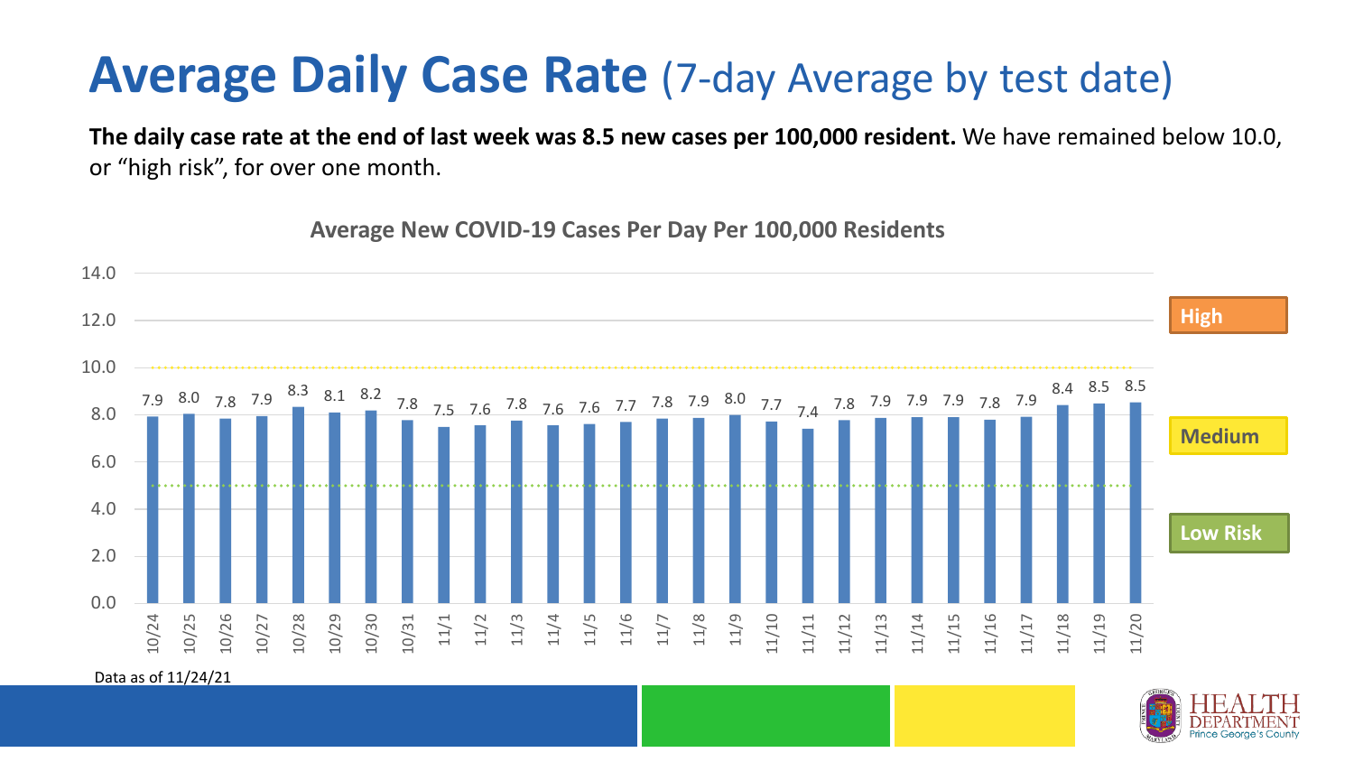# Average Daily Case Rate (7-day Average by test date)

**The daily case rate at the end of last week was 8.5 new cases per 100,000 resident.** We have remained below 10.0, or "high risk", for over one month.

**Average New COVID-19 Cases Per Day Per 100,000 Residents**

| Date | Cases per 100,000 |
|---|---|
| 10/24 | 7.9 |
| 10/25 | 8.0 |
| 10/26 | 7.8 |
| 10/27 | 7.9 |
| 10/28 | 8.3 |
| 10/29 | 8.1 |
| 10/30 | 8.2 |
| 10/31 | 7.8 |
| 11/1 | 7.5 |
| 11/2 | 7.6 |
| 11/3 | 7.8 |
| 11/4 | 7.6 |
| 11/5 | 7.6 |
| 11/6 | 7.7 |
| 11/7 | 7.8 |
| 11/8 | 7.9 |
| 11/9 | 8.0 |
| 11/10 | 7.7 |
| 11/11 | 7.4 |
| 11/12 | 7.8 |
| 11/13 | 7.9 |
| 11/14 | 7.9 |
| 11/15 | 7.9 |
| 11/16 | 7.8 |
| 11/17 | 7.9 |
| 11/18 | 8.4 |
| 11/19 | 8.5 |
| 11/20 | 8.5 |

High / Medium / Low Risk

Data as of 11/24/21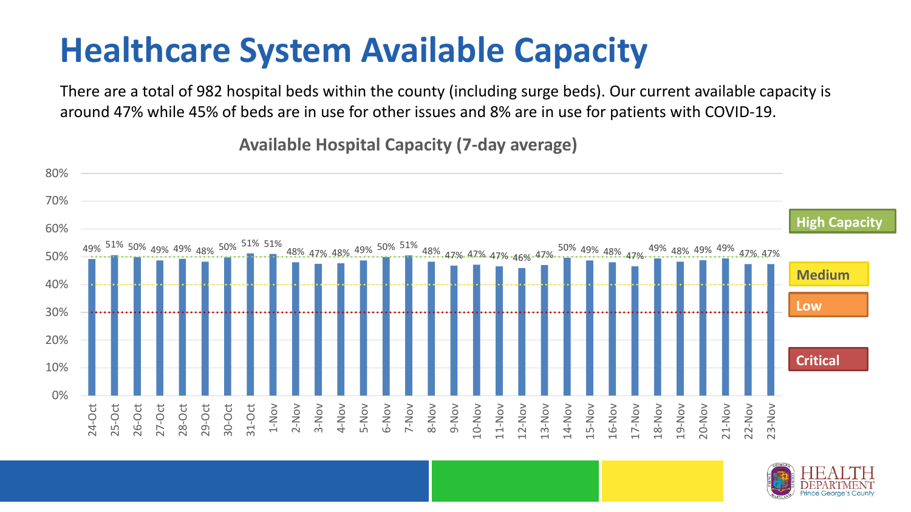# Healthcare System Available Capacity

There are a total of 982 hospital beds within the county (including surge beds). Our current available capacity is around 47% while 45% of beds are in use for other issues and 8% are in use for patients with COVID-19.

Available Hospital Capacity (7-day average)

80%
70%
60%
50%
40%
30%
20%
10%
0%

49% 51% 50% 49% 49% 48% 50% 51% 51% 48% 47% 48% 49% 50% 51% 48% 47% 47% 47% 46% 47% 50% 49% 48% 47% 49% 48% 49% 49% 47% 47%

24-Oct 25-Oct 26-Oct 27-Oct 28-Oct 29-Oct 30-Oct 31-Oct 1-Nov 2-Nov 3-Nov 4-Nov 5-Nov 6-Nov 7-Nov 8-Nov 9-Nov 10-Nov 11-Nov 12-Nov 13-Nov 14-Nov 15-Nov 16-Nov 17-Nov 18-Nov 19-Nov 20-Nov 21-Nov 22-Nov 23-Nov

High Capacity

Medium

Low

Critical